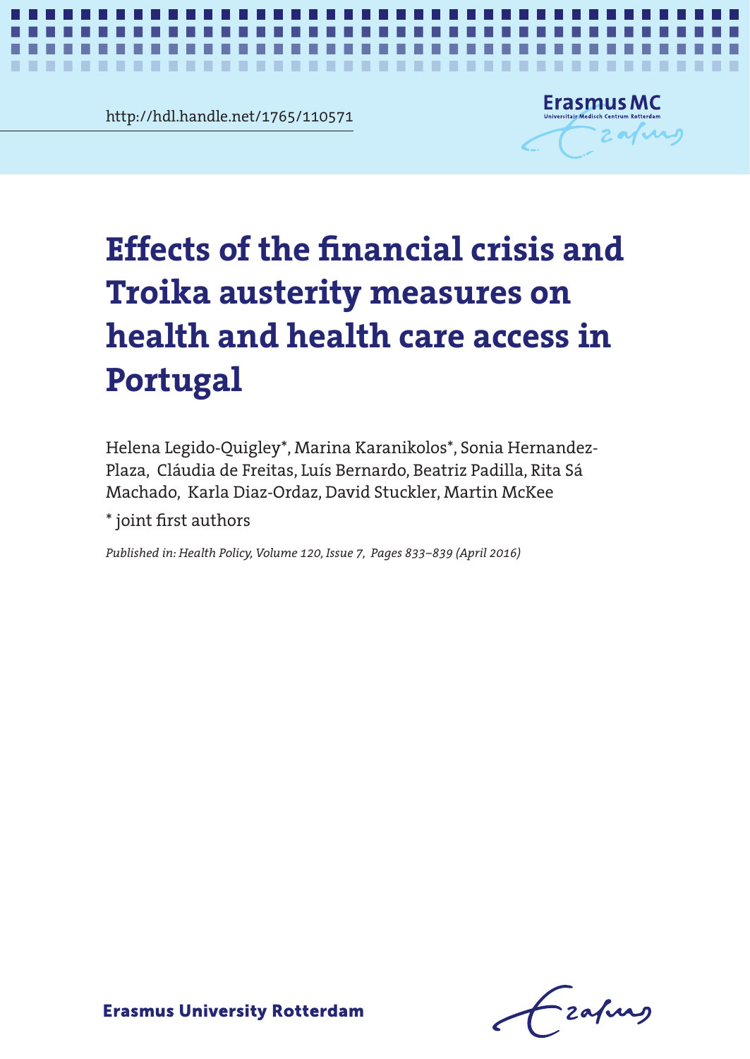http://hdl.handle.net/1765/110571

# Effects of the financial crisis and Troika austerity measures on health and health care access in Portugal

Helena Legido-Quigley*, Marina Karanikolos*, Sonia Hernandez-Plaza, Cláudia de Freitas, Luís Bernardo, Beatriz Padilla, Rita Sá Machado, Karla Diaz-Ordaz, David Stuckler, Martin McKee

* joint first authors

*Published in: Health Policy, Volume 120, Issue 7, Pages 833–839 (April 2016)*

Erasmus University Rotterdam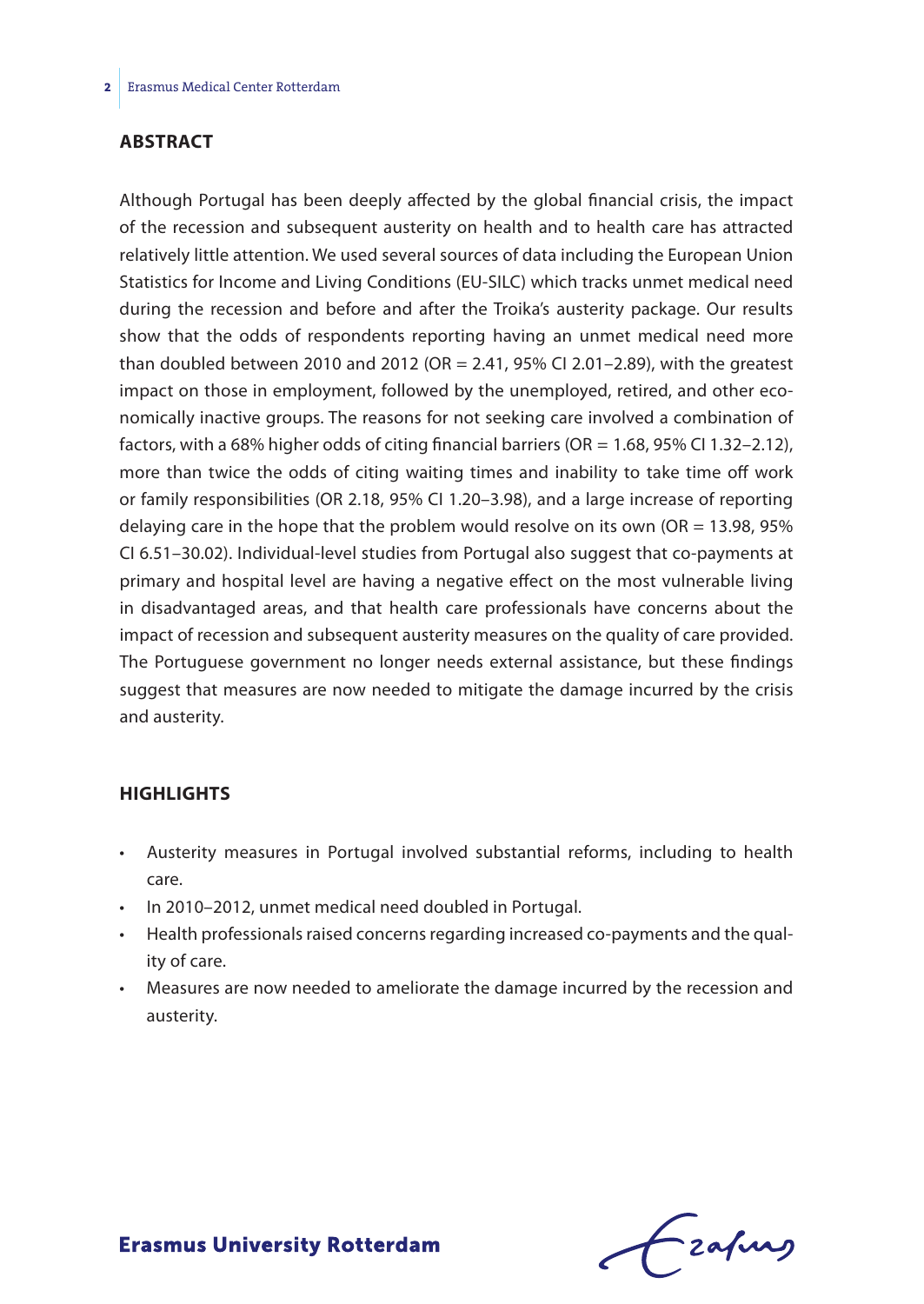## ABSTRACT

Although Portugal has been deeply affected by the global financial crisis, the impact of the recession and subsequent austerity on health and to health care has attracted relatively little attention. We used several sources of data including the European Union Statistics for Income and Living Conditions (EU-SILC) which tracks unmet medical need during the recession and before and after the Troika's austerity package. Our results show that the odds of respondents reporting having an unmet medical need more than doubled between 2010 and 2012 (OR = 2.41, 95% CI 2.01–2.89), with the greatest impact on those in employment, followed by the unemployed, retired, and other economically inactive groups. The reasons for not seeking care involved a combination of factors, with a 68% higher odds of citing financial barriers (OR = 1.68, 95% CI 1.32–2.12), more than twice the odds of citing waiting times and inability to take time off work or family responsibilities (OR 2.18, 95% CI 1.20–3.98), and a large increase of reporting delaying care in the hope that the problem would resolve on its own (OR = 13.98, 95% CI 6.51–30.02). Individual-level studies from Portugal also suggest that co-payments at primary and hospital level are having a negative effect on the most vulnerable living in disadvantaged areas, and that health care professionals have concerns about the impact of recession and subsequent austerity measures on the quality of care provided. The Portuguese government no longer needs external assistance, but these findings suggest that measures are now needed to mitigate the damage incurred by the crisis and austerity.

## HIGHLIGHTS

- Austerity measures in Portugal involved substantial reforms, including to health care.
- In 2010–2012, unmet medical need doubled in Portugal.
- Health professionals raised concerns regarding increased co-payments and the quality of care.
- Measures are now needed to ameliorate the damage incurred by the recession and austerity.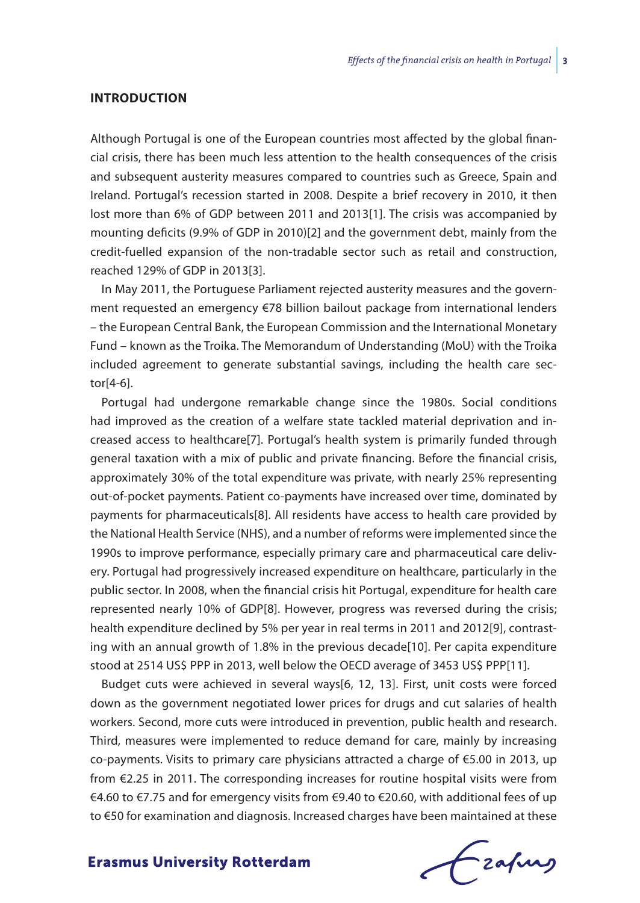## INTRODUCTION

Although Portugal is one of the European countries most affected by the global financial crisis, there has been much less attention to the health consequences of the crisis and subsequent austerity measures compared to countries such as Greece, Spain and Ireland. Portugal's recession started in 2008. Despite a brief recovery in 2010, it then lost more than 6% of GDP between 2011 and 2013[1]. The crisis was accompanied by mounting deficits (9.9% of GDP in 2010)[2] and the government debt, mainly from the credit-fuelled expansion of the non-tradable sector such as retail and construction, reached 129% of GDP in 2013[3].

In May 2011, the Portuguese Parliament rejected austerity measures and the government requested an emergency €78 billion bailout package from international lenders – the European Central Bank, the European Commission and the International Monetary Fund – known as the Troika. The Memorandum of Understanding (MoU) with the Troika included agreement to generate substantial savings, including the health care sector[4-6].

Portugal had undergone remarkable change since the 1980s. Social conditions had improved as the creation of a welfare state tackled material deprivation and increased access to healthcare[7]. Portugal's health system is primarily funded through general taxation with a mix of public and private financing. Before the financial crisis, approximately 30% of the total expenditure was private, with nearly 25% representing out-of-pocket payments. Patient co-payments have increased over time, dominated by payments for pharmaceuticals[8]. All residents have access to health care provided by the National Health Service (NHS), and a number of reforms were implemented since the 1990s to improve performance, especially primary care and pharmaceutical care delivery. Portugal had progressively increased expenditure on healthcare, particularly in the public sector. In 2008, when the financial crisis hit Portugal, expenditure for health care represented nearly 10% of GDP[8]. However, progress was reversed during the crisis; health expenditure declined by 5% per year in real terms in 2011 and 2012[9], contrasting with an annual growth of 1.8% in the previous decade[10]. Per capita expenditure stood at 2514 US$ PPP in 2013, well below the OECD average of 3453 US$ PPP[11].

Budget cuts were achieved in several ways[6, 12, 13]. First, unit costs were forced down as the government negotiated lower prices for drugs and cut salaries of health workers. Second, more cuts were introduced in prevention, public health and research. Third, measures were implemented to reduce demand for care, mainly by increasing co-payments. Visits to primary care physicians attracted a charge of €5.00 in 2013, up from €2.25 in 2011. The corresponding increases for routine hospital visits were from €4.60 to €7.75 and for emergency visits from €9.40 to €20.60, with additional fees of up to €50 for examination and diagnosis. Increased charges have been maintained at these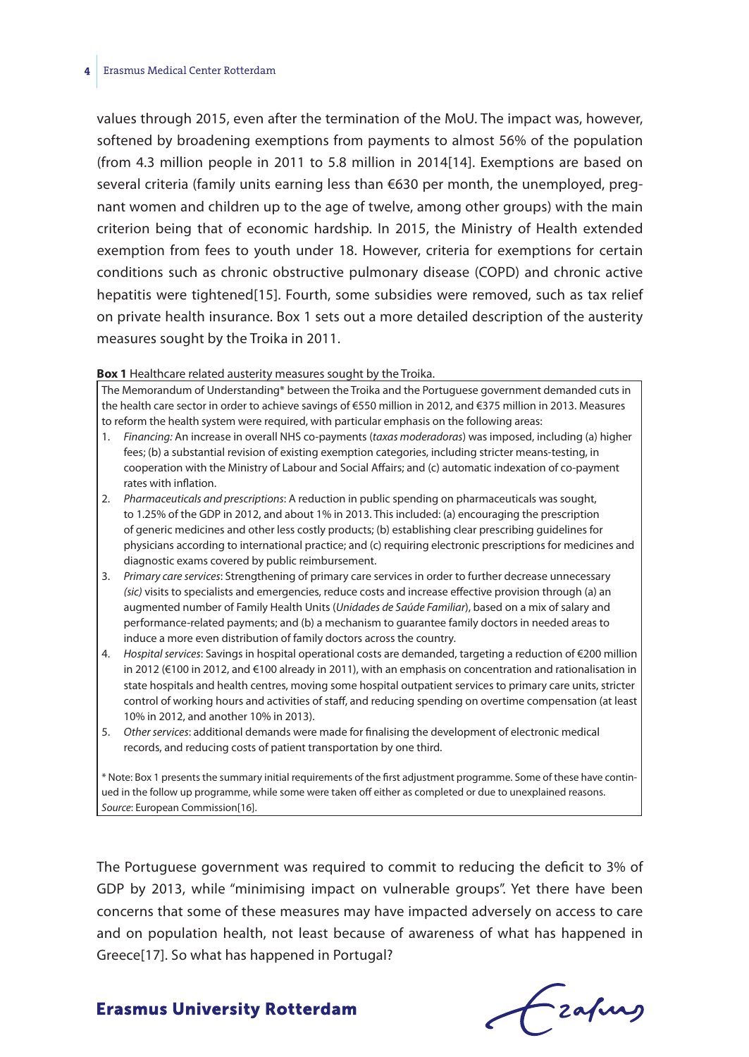values through 2015, even after the termination of the MoU. The impact was, however, softened by broadening exemptions from payments to almost 56% of the population (from 4.3 million people in 2011 to 5.8 million in 2014[14]. Exemptions are based on several criteria (family units earning less than €630 per month, the unemployed, pregnant women and children up to the age of twelve, among other groups) with the main criterion being that of economic hardship. In 2015, the Ministry of Health extended exemption from fees to youth under 18. However, criteria for exemptions for certain conditions such as chronic obstructive pulmonary disease (COPD) and chronic active hepatitis were tightened[15]. Fourth, some subsidies were removed, such as tax relief on private health insurance. Box 1 sets out a more detailed description of the austerity measures sought by the Troika in 2011.

**Box 1** Healthcare related austerity measures sought by the Troika.

The Memorandum of Understanding* between the Troika and the Portuguese government demanded cuts in the health care sector in order to achieve savings of €550 million in 2012, and €375 million in 2013. Measures to reform the health system were required, with particular emphasis on the following areas:

1. *Financing:* An increase in overall NHS co-payments (*taxas moderadoras*) was imposed, including (a) higher fees; (b) a substantial revision of existing exemption categories, including stricter means-testing, in cooperation with the Ministry of Labour and Social Affairs; and (c) automatic indexation of co-payment rates with inflation.
2. *Pharmaceuticals and prescriptions*: A reduction in public spending on pharmaceuticals was sought, to 1.25% of the GDP in 2012, and about 1% in 2013. This included: (a) encouraging the prescription of generic medicines and other less costly products; (b) establishing clear prescribing guidelines for physicians according to international practice; and (c) requiring electronic prescriptions for medicines and diagnostic exams covered by public reimbursement.
3. *Primary care services*: Strengthening of primary care services in order to further decrease unnecessary *(sic)* visits to specialists and emergencies, reduce costs and increase effective provision through (a) an augmented number of Family Health Units (*Unidades de Saúde Familiar*), based on a mix of salary and performance-related payments; and (b) a mechanism to guarantee family doctors in needed areas to induce a more even distribution of family doctors across the country.
4. *Hospital services*: Savings in hospital operational costs are demanded, targeting a reduction of €200 million in 2012 (€100 in 2012, and €100 already in 2011), with an emphasis on concentration and rationalisation in state hospitals and health centres, moving some hospital outpatient services to primary care units, stricter control of working hours and activities of staff, and reducing spending on overtime compensation (at least 10% in 2012, and another 10% in 2013).
5. *Other services*: additional demands were made for finalising the development of electronic medical records, and reducing costs of patient transportation by one third.

\* Note: Box 1 presents the summary initial requirements of the first adjustment programme. Some of these have continued in the follow up programme, while some were taken off either as completed or due to unexplained reasons.
*Source*: European Commission[16].

The Portuguese government was required to commit to reducing the deficit to 3% of GDP by 2013, while "minimising impact on vulnerable groups". Yet there have been concerns that some of these measures may have impacted adversely on access to care and on population health, not least because of awareness of what has happened in Greece[17]. So what has happened in Portugal?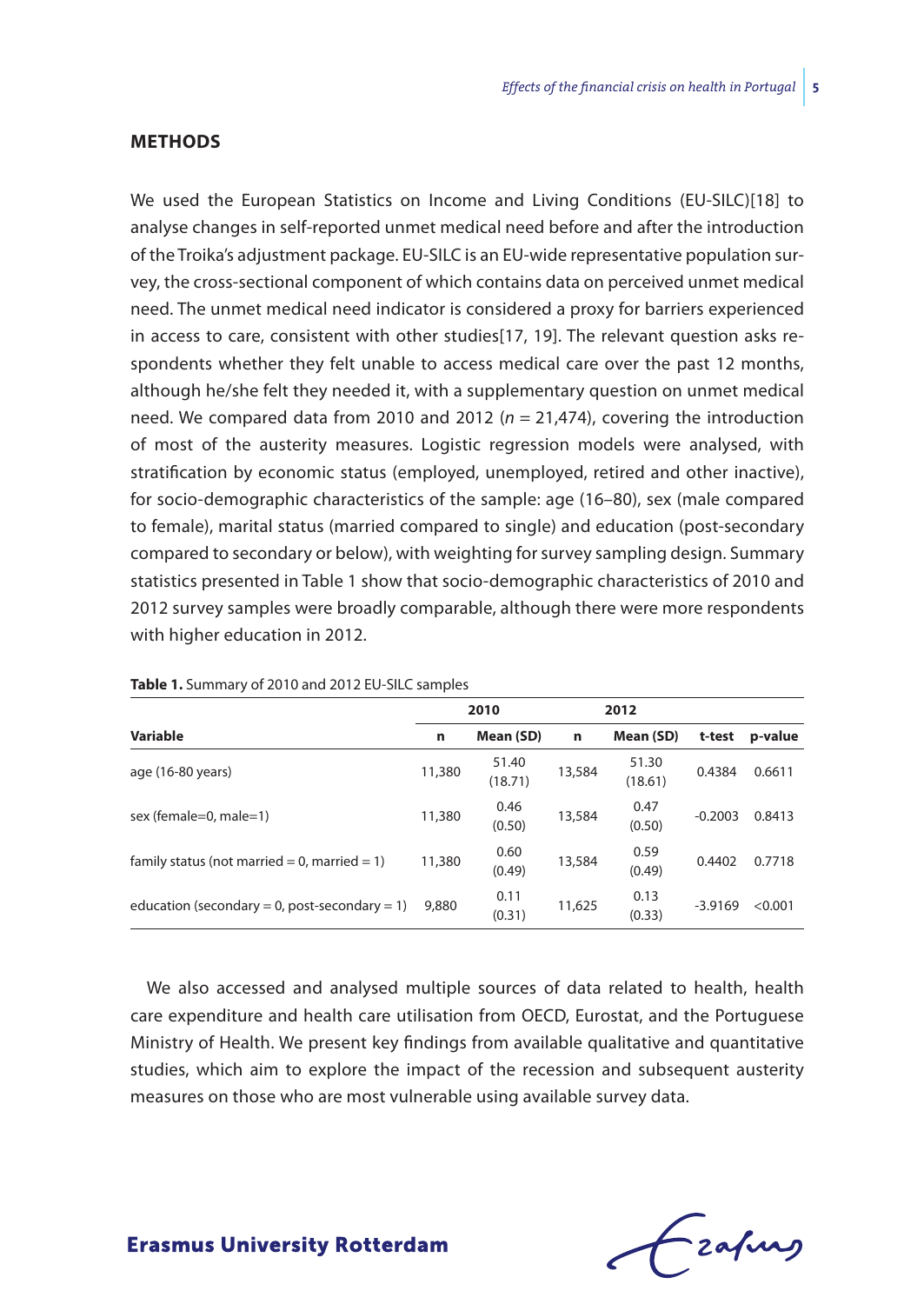## METHODS

We used the European Statistics on Income and Living Conditions (EU-SILC)[18] to analyse changes in self-reported unmet medical need before and after the introduction of the Troika's adjustment package. EU-SILC is an EU-wide representative population survey, the cross-sectional component of which contains data on perceived unmet medical need. The unmet medical need indicator is considered a proxy for barriers experienced in access to care, consistent with other studies[17, 19]. The relevant question asks respondents whether they felt unable to access medical care over the past 12 months, although he/she felt they needed it, with a supplementary question on unmet medical need. We compared data from 2010 and 2012 ($n$ = 21,474), covering the introduction of most of the austerity measures. Logistic regression models were analysed, with stratification by economic status (employed, unemployed, retired and other inactive), for socio-demographic characteristics of the sample: age (16–80), sex (male compared to female), marital status (married compared to single) and education (post-secondary compared to secondary or below), with weighting for survey sampling design. Summary statistics presented in Table 1 show that socio-demographic characteristics of 2010 and 2012 survey samples were broadly comparable, although there were more respondents with higher education in 2012.

**Table 1.** Summary of 2010 and 2012 EU-SILC samples

| | 2010 | | 2012 | | | |
|---|---|---|---|---|---|---|
| **Variable** | **n** | **Mean (SD)** | **n** | **Mean (SD)** | **t-test** | **p-value** |
| age (16-80 years) | 11,380 | 51.40 (18.71) | 13,584 | 51.30 (18.61) | 0.4384 | 0.6611 |
| sex (female=0, male=1) | 11,380 | 0.46 (0.50) | 13,584 | 0.47 (0.50) | -0.2003 | 0.8413 |
| family status (not married = 0, married = 1) | 11,380 | 0.60 (0.49) | 13,584 | 0.59 (0.49) | 0.4402 | 0.7718 |
| education (secondary = 0, post-secondary = 1) | 9,880 | 0.11 (0.31) | 11,625 | 0.13 (0.33) | -3.9169 | <0.001 |

We also accessed and analysed multiple sources of data related to health, health care expenditure and health care utilisation from OECD, Eurostat, and the Portuguese Ministry of Health. We present key findings from available qualitative and quantitative studies, which aim to explore the impact of the recession and subsequent austerity measures on those who are most vulnerable using available survey data.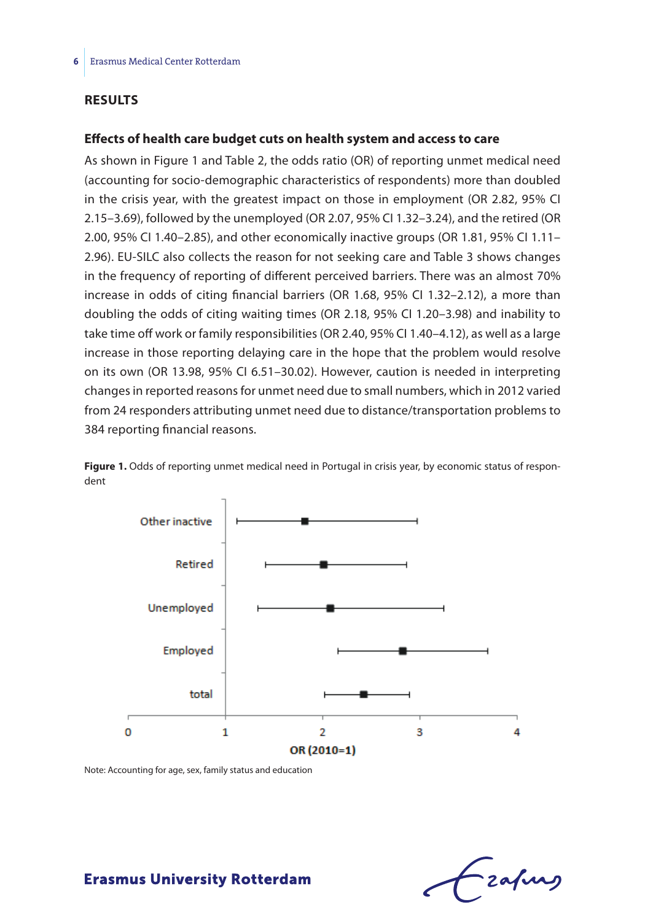## RESULTS

### Effects of health care budget cuts on health system and access to care

As shown in Figure 1 and Table 2, the odds ratio (OR) of reporting unmet medical need (accounting for socio-demographic characteristics of respondents) more than doubled in the crisis year, with the greatest impact on those in employment (OR 2.82, 95% CI 2.15–3.69), followed by the unemployed (OR 2.07, 95% CI 1.32–3.24), and the retired (OR 2.00, 95% CI 1.40–2.85), and other economically inactive groups (OR 1.81, 95% CI 1.11–2.96). EU-SILC also collects the reason for not seeking care and Table 3 shows changes in the frequency of reporting of different perceived barriers. There was an almost 70% increase in odds of citing financial barriers (OR 1.68, 95% CI 1.32–2.12), a more than doubling the odds of citing waiting times (OR 2.18, 95% CI 1.20–3.98) and inability to take time off work or family responsibilities (OR 2.40, 95% CI 1.40–4.12), as well as a large increase in those reporting delaying care in the hope that the problem would resolve on its own (OR 13.98, 95% CI 6.51–30.02). However, caution is needed in interpreting changes in reported reasons for unmet need due to small numbers, which in 2012 varied from 24 responders attributing unmet need due to distance/transportation problems to 384 reporting financial reasons.

**Figure 1.** Odds of reporting unmet medical need in Portugal in crisis year, by economic status of respondent

Note: Accounting for age, sex, family status and education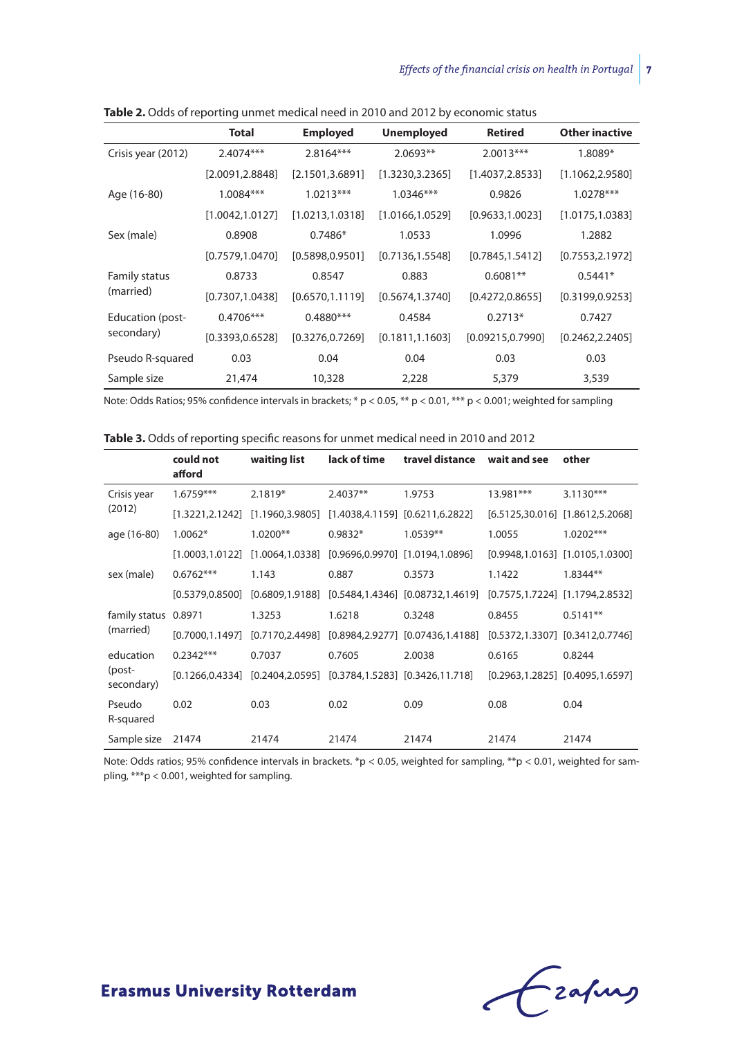**Table 2.** Odds of reporting unmet medical need in 2010 and 2012 by economic status

| | Total | Employed | Unemployed | Retired | Other inactive |
|---|---|---|---|---|---|
| Crisis year (2012) | 2.4074*** | 2.8164*** | 2.0693** | 2.0013*** | 1.8089* |
| | [2.0091,2.8848] | [2.1501,3.6891] | [1.3230,3.2365] | [1.4037,2.8533] | [1.1062,2.9580] |
| Age (16-80) | 1.0084*** | 1.0213*** | 1.0346*** | 0.9826 | 1.0278*** |
| | [1.0042,1.0127] | [1.0213,1.0318] | [1.0166,1.0529] | [0.9633,1.0023] | [1.0175,1.0383] |
| Sex (male) | 0.8908 | 0.7486* | 1.0533 | 1.0996 | 1.2882 |
| | [0.7579,1.0470] | [0.5898,0.9501] | [0.7136,1.5548] | [0.7845,1.5412] | [0.7553,2.1972] |
| Family status (married) | 0.8733 | 0.8547 | 0.883 | 0.6081** | 0.5441* |
| | [0.7307,1.0438] | [0.6570,1.1119] | [0.5674,1.3740] | [0.4272,0.8655] | [0.3199,0.9253] |
| Education (post-secondary) | 0.4706*** | 0.4880*** | 0.4584 | 0.2713* | 0.7427 |
| | [0.3393,0.6528] | [0.3276,0.7269] | [0.1811,1.1603] | [0.09215,0.7990] | [0.2462,2.2405] |
| Pseudo R-squared | 0.03 | 0.04 | 0.04 | 0.03 | 0.03 |
| Sample size | 21,474 | 10,328 | 2,228 | 5,379 | 3,539 |

Note: Odds Ratios; 95% confidence intervals in brackets; * p < 0.05, ** p < 0.01, *** p < 0.001; weighted for sampling

**Table 3.** Odds of reporting specific reasons for unmet medical need in 2010 and 2012

| | could not afford | waiting list | lack of time | travel distance | wait and see | other |
|---|---|---|---|---|---|---|
| Crisis year (2012) | 1.6759*** | 2.1819* | 2.4037** | 1.9753 | 13.981*** | 3.1130*** |
| | [1.3221,2.1242] | [1.1960,3.9805] | [1.4038,4.1159] | [0.6211,6.2822] | [6.5125,30.016] | [1.8612,5.2068] |
| age (16-80) | 1.0062* | 1.0200** | 0.9832* | 1.0539** | 1.0055 | 1.0202*** |
| | [1.0003,1.0122] | [1.0064,1.0338] | [0.9696,0.9970] | [1.0194,1.0896] | [0.9948,1.0163] | [1.0105,1.0300] |
| sex (male) | 0.6762*** | 1.143 | 0.887 | 0.3573 | 1.1422 | 1.8344** |
| | [0.5379,0.8500] | [0.6809,1.9188] | [0.5484,1.4346] | [0.08732,1.4619] | [0.7575,1.7224] | [1.1794,2.8532] |
| family status (married) | 0.8971 | 1.3253 | 1.6218 | 0.3248 | 0.8455 | 0.5141** |
| | [0.7000,1.1497] | [0.7170,2.4498] | [0.8984,2.9277] | [0.07436,1.4188] | [0.5372,1.3307] | [0.3412,0.7746] |
| education (post-secondary) | 0.2342*** | 0.7037 | 0.7605 | 2.0038 | 0.6165 | 0.8244 |
| | [0.1266,0.4334] | [0.2404,2.0595] | [0.3784,1.5283] | [0.3426,11.718] | [0.2963,1.2825] | [0.4095,1.6597] |
| Pseudo R-squared | 0.02 | 0.03 | 0.02 | 0.09 | 0.08 | 0.04 |
| Sample size | 21474 | 21474 | 21474 | 21474 | 21474 | 21474 |

Note: Odds ratios; 95% confidence intervals in brackets. *p < 0.05, weighted for sampling, **p < 0.01, weighted for sampling, ***p < 0.001, weighted for sampling.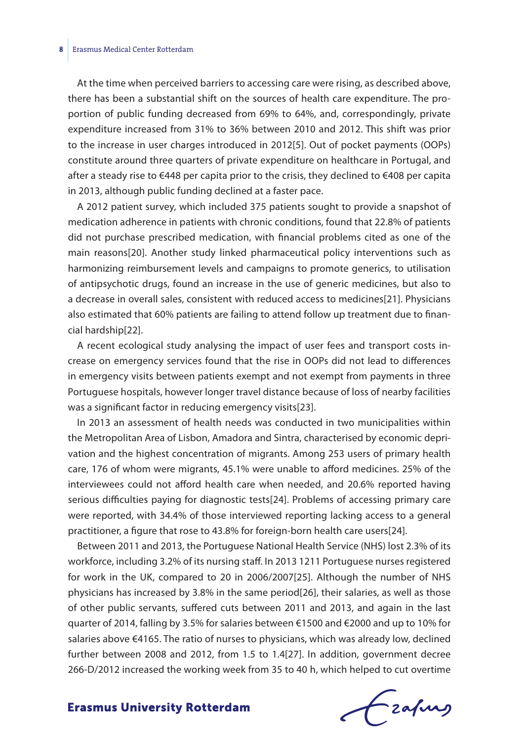At the time when perceived barriers to accessing care were rising, as described above, there has been a substantial shift on the sources of health care expenditure. The proportion of public funding decreased from 69% to 64%, and, correspondingly, private expenditure increased from 31% to 36% between 2010 and 2012. This shift was prior to the increase in user charges introduced in 2012[5]. Out of pocket payments (OOPs) constitute around three quarters of private expenditure on healthcare in Portugal, and after a steady rise to €448 per capita prior to the crisis, they declined to €408 per capita in 2013, although public funding declined at a faster pace.

A 2012 patient survey, which included 375 patients sought to provide a snapshot of medication adherence in patients with chronic conditions, found that 22.8% of patients did not purchase prescribed medication, with financial problems cited as one of the main reasons[20]. Another study linked pharmaceutical policy interventions such as harmonizing reimbursement levels and campaigns to promote generics, to utilisation of antipsychotic drugs, found an increase in the use of generic medicines, but also to a decrease in overall sales, consistent with reduced access to medicines[21]. Physicians also estimated that 60% patients are failing to attend follow up treatment due to financial hardship[22].

A recent ecological study analysing the impact of user fees and transport costs increase on emergency services found that the rise in OOPs did not lead to differences in emergency visits between patients exempt and not exempt from payments in three Portuguese hospitals, however longer travel distance because of loss of nearby facilities was a significant factor in reducing emergency visits[23].

In 2013 an assessment of health needs was conducted in two municipalities within the Metropolitan Area of Lisbon, Amadora and Sintra, characterised by economic deprivation and the highest concentration of migrants. Among 253 users of primary health care, 176 of whom were migrants, 45.1% were unable to afford medicines. 25% of the interviewees could not afford health care when needed, and 20.6% reported having serious difficulties paying for diagnostic tests[24]. Problems of accessing primary care were reported, with 34.4% of those interviewed reporting lacking access to a general practitioner, a figure that rose to 43.8% for foreign-born health care users[24].

Between 2011 and 2013, the Portuguese National Health Service (NHS) lost 2.3% of its workforce, including 3.2% of its nursing staff. In 2013 1211 Portuguese nurses registered for work in the UK, compared to 20 in 2006/2007[25]. Although the number of NHS physicians has increased by 3.8% in the same period[26], their salaries, as well as those of other public servants, suffered cuts between 2011 and 2013, and again in the last quarter of 2014, falling by 3.5% for salaries between €1500 and €2000 and up to 10% for salaries above €4165. The ratio of nurses to physicians, which was already low, declined further between 2008 and 2012, from 1.5 to 1.4[27]. In addition, government decree 266-D/2012 increased the working week from 35 to 40 h, which helped to cut overtime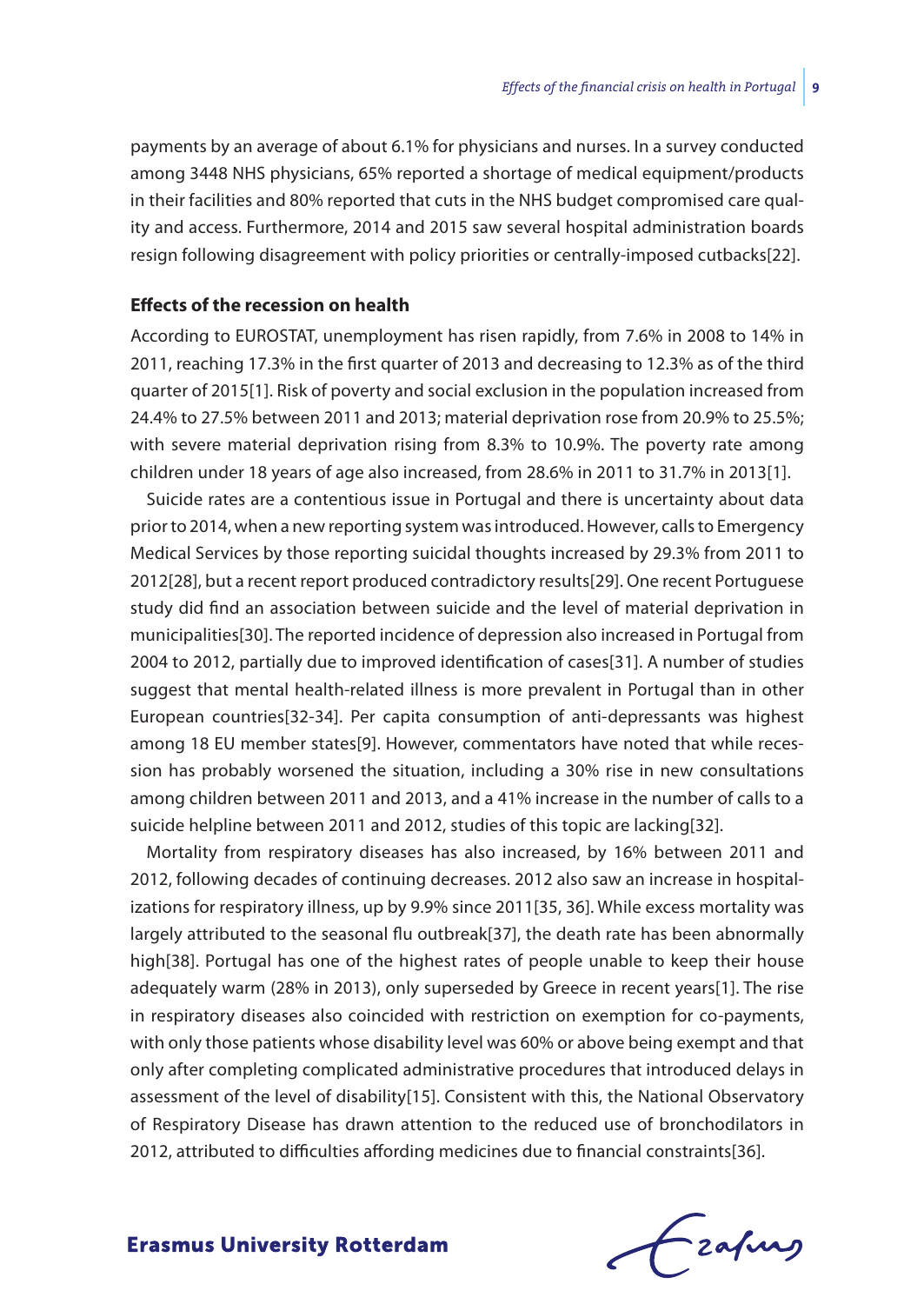payments by an average of about 6.1% for physicians and nurses. In a survey conducted among 3448 NHS physicians, 65% reported a shortage of medical equipment/products in their facilities and 80% reported that cuts in the NHS budget compromised care quality and access. Furthermore, 2014 and 2015 saw several hospital administration boards resign following disagreement with policy priorities or centrally-imposed cutbacks[22].

### Effects of the recession on health

According to EUROSTAT, unemployment has risen rapidly, from 7.6% in 2008 to 14% in 2011, reaching 17.3% in the first quarter of 2013 and decreasing to 12.3% as of the third quarter of 2015[1]. Risk of poverty and social exclusion in the population increased from 24.4% to 27.5% between 2011 and 2013; material deprivation rose from 20.9% to 25.5%; with severe material deprivation rising from 8.3% to 10.9%. The poverty rate among children under 18 years of age also increased, from 28.6% in 2011 to 31.7% in 2013[1].

Suicide rates are a contentious issue in Portugal and there is uncertainty about data prior to 2014, when a new reporting system was introduced. However, calls to Emergency Medical Services by those reporting suicidal thoughts increased by 29.3% from 2011 to 2012[28], but a recent report produced contradictory results[29]. One recent Portuguese study did find an association between suicide and the level of material deprivation in municipalities[30]. The reported incidence of depression also increased in Portugal from 2004 to 2012, partially due to improved identification of cases[31]. A number of studies suggest that mental health-related illness is more prevalent in Portugal than in other European countries[32-34]. Per capita consumption of anti-depressants was highest among 18 EU member states[9]. However, commentators have noted that while recession has probably worsened the situation, including a 30% rise in new consultations among children between 2011 and 2013, and a 41% increase in the number of calls to a suicide helpline between 2011 and 2012, studies of this topic are lacking[32].

Mortality from respiratory diseases has also increased, by 16% between 2011 and 2012, following decades of continuing decreases. 2012 also saw an increase in hospitalizations for respiratory illness, up by 9.9% since 2011[35, 36]. While excess mortality was largely attributed to the seasonal flu outbreak[37], the death rate has been abnormally high[38]. Portugal has one of the highest rates of people unable to keep their house adequately warm (28% in 2013), only superseded by Greece in recent years[1]. The rise in respiratory diseases also coincided with restriction on exemption for co-payments, with only those patients whose disability level was 60% or above being exempt and that only after completing complicated administrative procedures that introduced delays in assessment of the level of disability[15]. Consistent with this, the National Observatory of Respiratory Disease has drawn attention to the reduced use of bronchodilators in 2012, attributed to difficulties affording medicines due to financial constraints[36].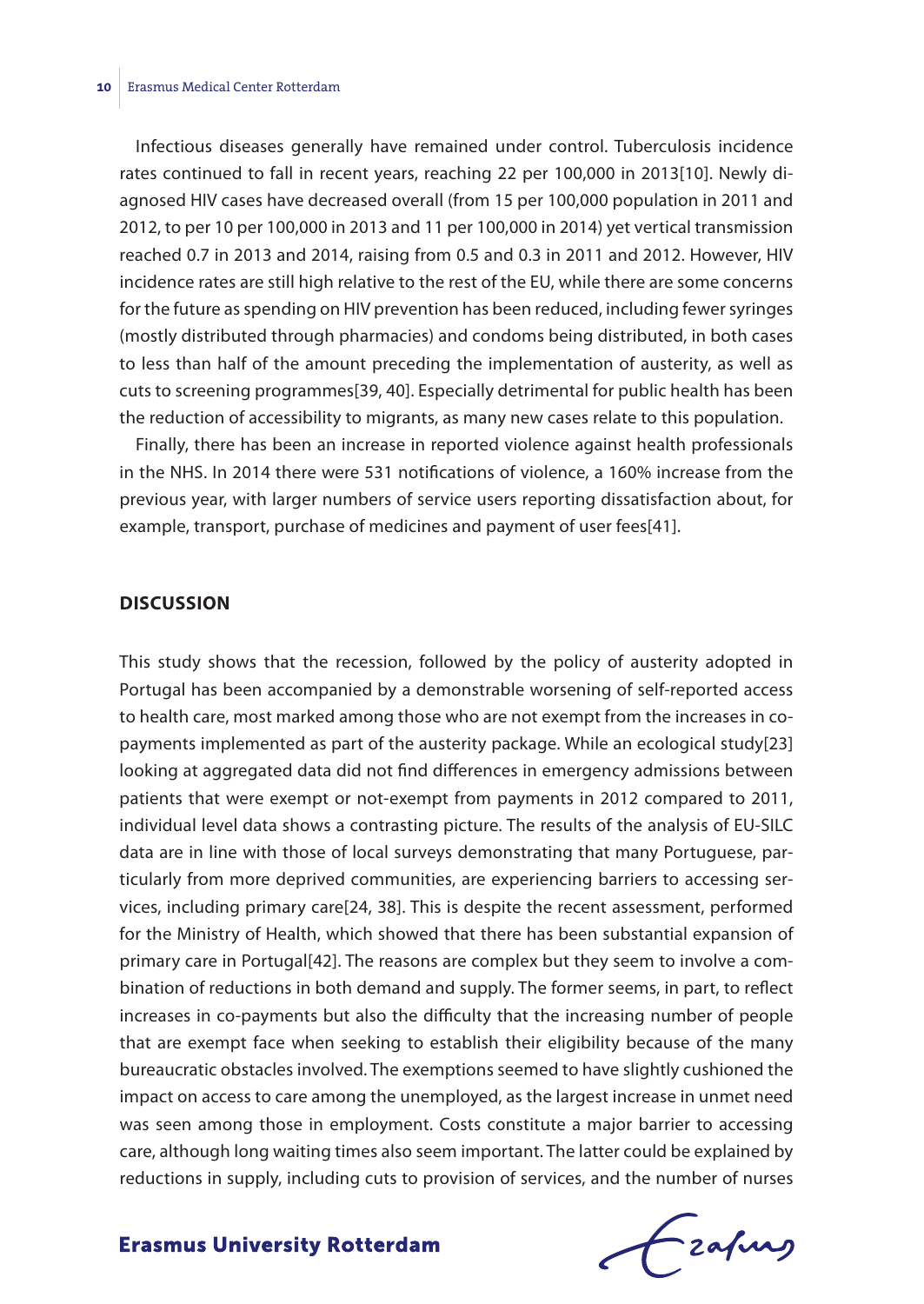Infectious diseases generally have remained under control. Tuberculosis incidence rates continued to fall in recent years, reaching 22 per 100,000 in 2013[10]. Newly diagnosed HIV cases have decreased overall (from 15 per 100,000 population in 2011 and 2012, to per 10 per 100,000 in 2013 and 11 per 100,000 in 2014) yet vertical transmission reached 0.7 in 2013 and 2014, raising from 0.5 and 0.3 in 2011 and 2012. However, HIV incidence rates are still high relative to the rest of the EU, while there are some concerns for the future as spending on HIV prevention has been reduced, including fewer syringes (mostly distributed through pharmacies) and condoms being distributed, in both cases to less than half of the amount preceding the implementation of austerity, as well as cuts to screening programmes[39, 40]. Especially detrimental for public health has been the reduction of accessibility to migrants, as many new cases relate to this population.

Finally, there has been an increase in reported violence against health professionals in the NHS. In 2014 there were 531 notifications of violence, a 160% increase from the previous year, with larger numbers of service users reporting dissatisfaction about, for example, transport, purchase of medicines and payment of user fees[41].

## DISCUSSION

This study shows that the recession, followed by the policy of austerity adopted in Portugal has been accompanied by a demonstrable worsening of self-reported access to health care, most marked among those who are not exempt from the increases in co-payments implemented as part of the austerity package. While an ecological study[23] looking at aggregated data did not find differences in emergency admissions between patients that were exempt or not-exempt from payments in 2012 compared to 2011, individual level data shows a contrasting picture. The results of the analysis of EU-SILC data are in line with those of local surveys demonstrating that many Portuguese, particularly from more deprived communities, are experiencing barriers to accessing services, including primary care[24, 38]. This is despite the recent assessment, performed for the Ministry of Health, which showed that there has been substantial expansion of primary care in Portugal[42]. The reasons are complex but they seem to involve a combination of reductions in both demand and supply. The former seems, in part, to reflect increases in co-payments but also the difficulty that the increasing number of people that are exempt face when seeking to establish their eligibility because of the many bureaucratic obstacles involved. The exemptions seemed to have slightly cushioned the impact on access to care among the unemployed, as the largest increase in unmet need was seen among those in employment. Costs constitute a major barrier to accessing care, although long waiting times also seem important. The latter could be explained by reductions in supply, including cuts to provision of services, and the number of nurses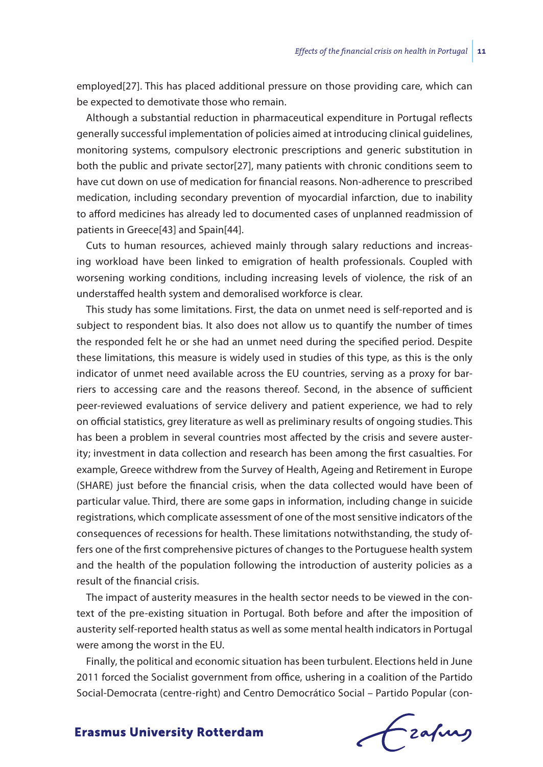employed[27]. This has placed additional pressure on those providing care, which can be expected to demotivate those who remain.

Although a substantial reduction in pharmaceutical expenditure in Portugal reflects generally successful implementation of policies aimed at introducing clinical guidelines, monitoring systems, compulsory electronic prescriptions and generic substitution in both the public and private sector[27], many patients with chronic conditions seem to have cut down on use of medication for financial reasons. Non-adherence to prescribed medication, including secondary prevention of myocardial infarction, due to inability to afford medicines has already led to documented cases of unplanned readmission of patients in Greece[43] and Spain[44].

Cuts to human resources, achieved mainly through salary reductions and increasing workload have been linked to emigration of health professionals. Coupled with worsening working conditions, including increasing levels of violence, the risk of an understaffed health system and demoralised workforce is clear.

This study has some limitations. First, the data on unmet need is self-reported and is subject to respondent bias. It also does not allow us to quantify the number of times the responded felt he or she had an unmet need during the specified period. Despite these limitations, this measure is widely used in studies of this type, as this is the only indicator of unmet need available across the EU countries, serving as a proxy for barriers to accessing care and the reasons thereof. Second, in the absence of sufficient peer-reviewed evaluations of service delivery and patient experience, we had to rely on official statistics, grey literature as well as preliminary results of ongoing studies. This has been a problem in several countries most affected by the crisis and severe austerity; investment in data collection and research has been among the first casualties. For example, Greece withdrew from the Survey of Health, Ageing and Retirement in Europe (SHARE) just before the financial crisis, when the data collected would have been of particular value. Third, there are some gaps in information, including change in suicide registrations, which complicate assessment of one of the most sensitive indicators of the consequences of recessions for health. These limitations notwithstanding, the study offers one of the first comprehensive pictures of changes to the Portuguese health system and the health of the population following the introduction of austerity policies as a result of the financial crisis.

The impact of austerity measures in the health sector needs to be viewed in the context of the pre-existing situation in Portugal. Both before and after the imposition of austerity self-reported health status as well as some mental health indicators in Portugal were among the worst in the EU.

Finally, the political and economic situation has been turbulent. Elections held in June 2011 forced the Socialist government from office, ushering in a coalition of the Partido Social-Democrata (centre-right) and Centro Democrático Social – Partido Popular (con-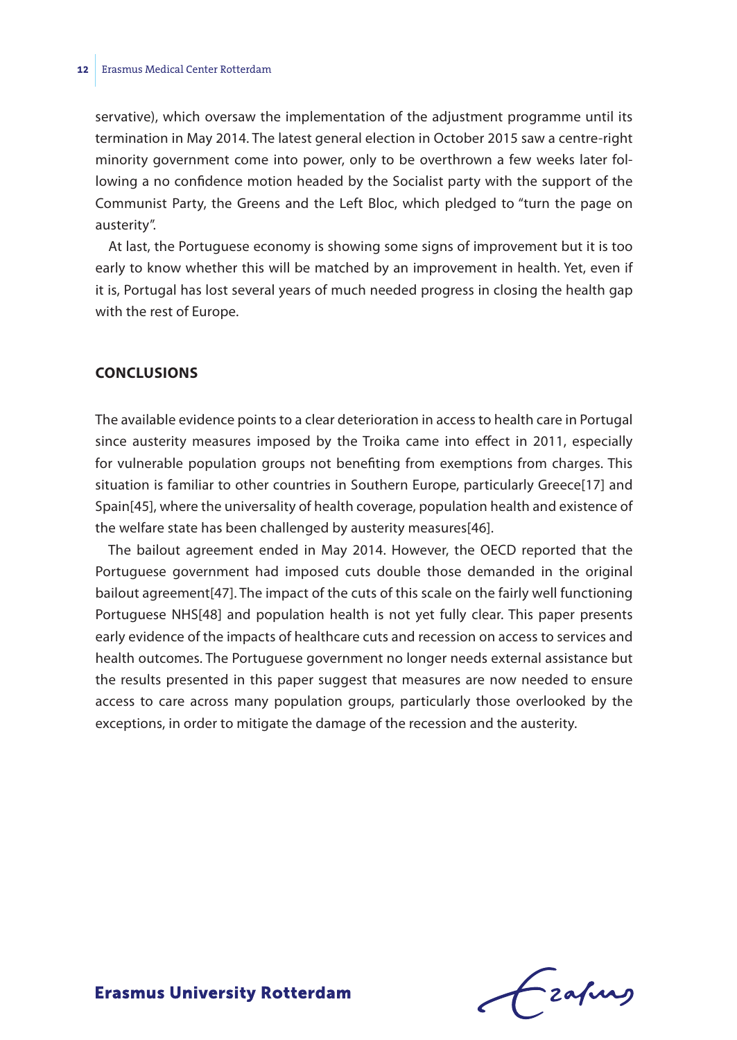servative), which oversaw the implementation of the adjustment programme until its termination in May 2014. The latest general election in October 2015 saw a centre-right minority government come into power, only to be overthrown a few weeks later following a no confidence motion headed by the Socialist party with the support of the Communist Party, the Greens and the Left Bloc, which pledged to "turn the page on austerity".

At last, the Portuguese economy is showing some signs of improvement but it is too early to know whether this will be matched by an improvement in health. Yet, even if it is, Portugal has lost several years of much needed progress in closing the health gap with the rest of Europe.

## CONCLUSIONS

The available evidence points to a clear deterioration in access to health care in Portugal since austerity measures imposed by the Troika came into effect in 2011, especially for vulnerable population groups not benefiting from exemptions from charges. This situation is familiar to other countries in Southern Europe, particularly Greece[17] and Spain[45], where the universality of health coverage, population health and existence of the welfare state has been challenged by austerity measures[46].

The bailout agreement ended in May 2014. However, the OECD reported that the Portuguese government had imposed cuts double those demanded in the original bailout agreement[47]. The impact of the cuts of this scale on the fairly well functioning Portuguese NHS[48] and population health is not yet fully clear. This paper presents early evidence of the impacts of healthcare cuts and recession on access to services and health outcomes. The Portuguese government no longer needs external assistance but the results presented in this paper suggest that measures are now needed to ensure access to care across many population groups, particularly those overlooked by the exceptions, in order to mitigate the damage of the recession and the austerity.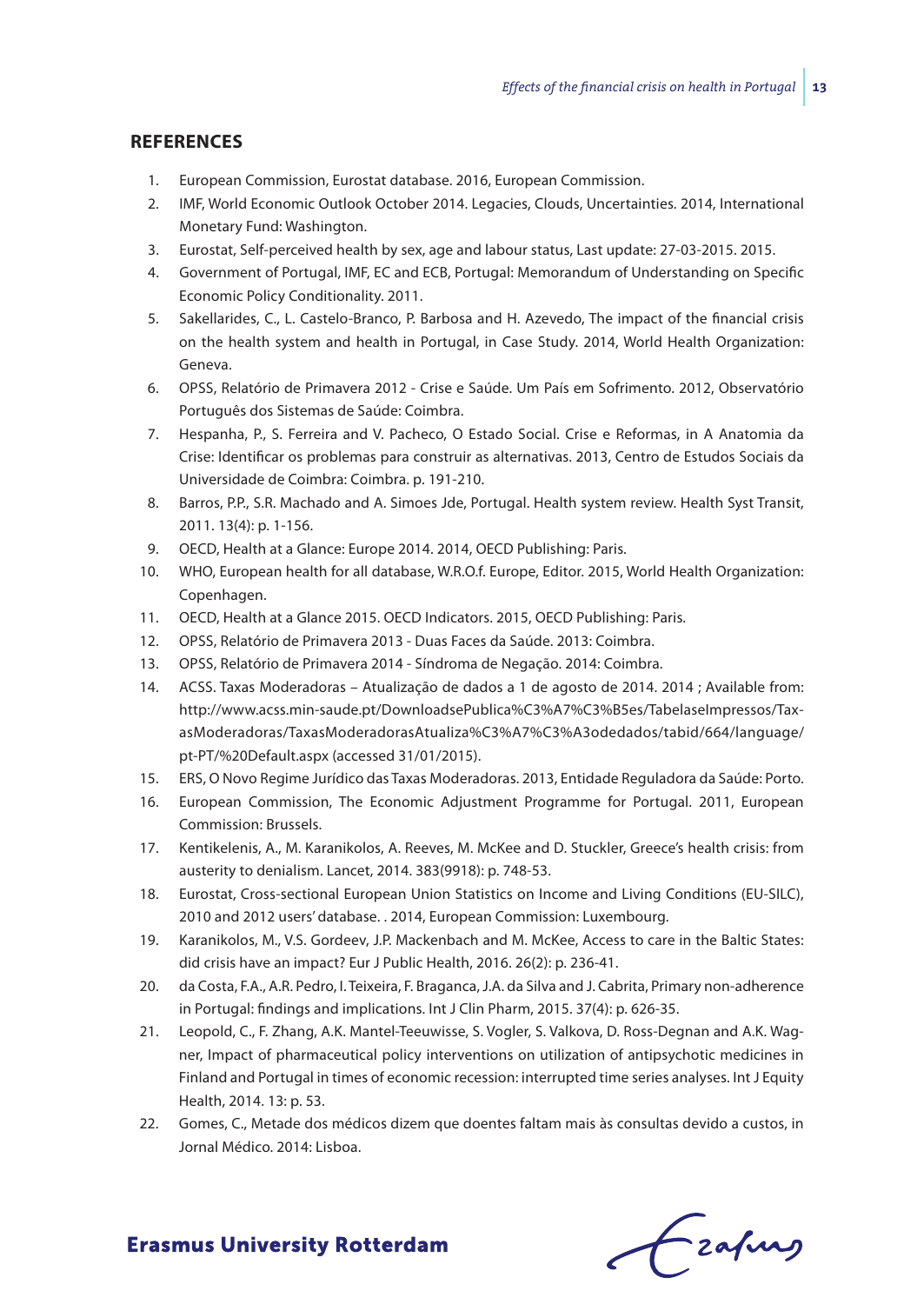## REFERENCES

1. European Commission, Eurostat database. 2016, European Commission.
2. IMF, World Economic Outlook October 2014. Legacies, Clouds, Uncertainties. 2014, International Monetary Fund: Washington.
3. Eurostat, Self-perceived health by sex, age and labour status, Last update: 27-03-2015. 2015.
4. Government of Portugal, IMF, EC and ECB, Portugal: Memorandum of Understanding on Specific Economic Policy Conditionality. 2011.
5. Sakellarides, C., L. Castelo-Branco, P. Barbosa and H. Azevedo, The impact of the financial crisis on the health system and health in Portugal, in Case Study. 2014, World Health Organization: Geneva.
6. OPSS, Relatório de Primavera 2012 - Crise e Saúde. Um País em Sofrimento. 2012, Observatório Português dos Sistemas de Saúde: Coimbra.
7. Hespanha, P., S. Ferreira and V. Pacheco, O Estado Social. Crise e Reformas, in A Anatomia da Crise: Identificar os problemas para construir as alternativas. 2013, Centro de Estudos Sociais da Universidade de Coimbra: Coimbra. p. 191-210.
8. Barros, P.P., S.R. Machado and A. Simoes Jde, Portugal. Health system review. Health Syst Transit, 2011. 13(4): p. 1-156.
9. OECD, Health at a Glance: Europe 2014. 2014, OECD Publishing: Paris.
10. WHO, European health for all database, W.R.O.f. Europe, Editor. 2015, World Health Organization: Copenhagen.
11. OECD, Health at a Glance 2015. OECD Indicators. 2015, OECD Publishing: Paris.
12. OPSS, Relatório de Primavera 2013 - Duas Faces da Saúde. 2013: Coimbra.
13. OPSS, Relatório de Primavera 2014 - Síndroma de Negação. 2014: Coimbra.
14. ACSS. Taxas Moderadoras – Atualização de dados a 1 de agosto de 2014. 2014 ; Available from: http://www.acss.min-saude.pt/DownloadsePublica%C3%A7%C3%B5es/TabelaseImpressos/TaxasModeradoras/TaxasModeradorasAtualiza%C3%A7%C3%A3odedados/tabid/664/language/pt-PT/%20Default.aspx (accessed 31/01/2015).
15. ERS, O Novo Regime Jurídico das Taxas Moderadoras. 2013, Entidade Reguladora da Saúde: Porto.
16. European Commission, The Economic Adjustment Programme for Portugal. 2011, European Commission: Brussels.
17. Kentikelenis, A., M. Karanikolos, A. Reeves, M. McKee and D. Stuckler, Greece's health crisis: from austerity to denialism. Lancet, 2014. 383(9918): p. 748-53.
18. Eurostat, Cross-sectional European Union Statistics on Income and Living Conditions (EU-SILC), 2010 and 2012 users' database. . 2014, European Commission: Luxembourg.
19. Karanikolos, M., V.S. Gordeev, J.P. Mackenbach and M. McKee, Access to care in the Baltic States: did crisis have an impact? Eur J Public Health, 2016. 26(2): p. 236-41.
20. da Costa, F.A., A.R. Pedro, I. Teixeira, F. Braganca, J.A. da Silva and J. Cabrita, Primary non-adherence in Portugal: findings and implications. Int J Clin Pharm, 2015. 37(4): p. 626-35.
21. Leopold, C., F. Zhang, A.K. Mantel-Teeuwisse, S. Vogler, S. Valkova, D. Ross-Degnan and A.K. Wagner, Impact of pharmaceutical policy interventions on utilization of antipsychotic medicines in Finland and Portugal in times of economic recession: interrupted time series analyses. Int J Equity Health, 2014. 13: p. 53.
22. Gomes, C., Metade dos médicos dizem que doentes faltam mais às consultas devido a custos, in Jornal Médico. 2014: Lisboa.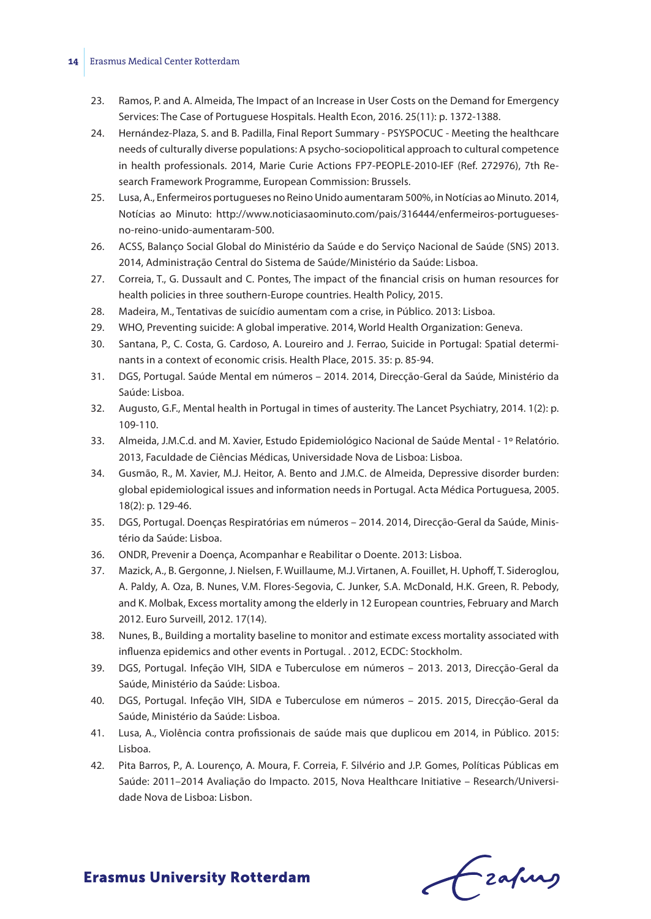23. Ramos, P. and A. Almeida, The Impact of an Increase in User Costs on the Demand for Emergency Services: The Case of Portuguese Hospitals. Health Econ, 2016. 25(11): p. 1372-1388.
24. Hernández-Plaza, S. and B. Padilla, Final Report Summary - PSYSPOCUC - Meeting the healthcare needs of culturally diverse populations: A psycho-sociopolitical approach to cultural competence in health professionals. 2014, Marie Curie Actions FP7-PEOPLE-2010-IEF (Ref. 272976), 7th Research Framework Programme, European Commission: Brussels.
25. Lusa, A., Enfermeiros portugueses no Reino Unido aumentaram 500%, in Notícias ao Minuto. 2014, Notícias ao Minuto: http://www.noticiasaominuto.com/pais/316444/enfermeiros-portugueses-no-reino-unido-aumentaram-500.
26. ACSS, Balanço Social Global do Ministério da Saúde e do Serviço Nacional de Saúde (SNS) 2013. 2014, Administração Central do Sistema de Saúde/Ministério da Saúde: Lisboa.
27. Correia, T., G. Dussault and C. Pontes, The impact of the financial crisis on human resources for health policies in three southern-Europe countries. Health Policy, 2015.
28. Madeira, M., Tentativas de suicídio aumentam com a crise, in Público. 2013: Lisboa.
29. WHO, Preventing suicide: A global imperative. 2014, World Health Organization: Geneva.
30. Santana, P., C. Costa, G. Cardoso, A. Loureiro and J. Ferrao, Suicide in Portugal: Spatial determinants in a context of economic crisis. Health Place, 2015. 35: p. 85-94.
31. DGS, Portugal. Saúde Mental em números – 2014. 2014, Direcção-Geral da Saúde, Ministério da Saúde: Lisboa.
32. Augusto, G.F., Mental health in Portugal in times of austerity. The Lancet Psychiatry, 2014. 1(2): p. 109-110.
33. Almeida, J.M.C.d. and M. Xavier, Estudo Epidemiológico Nacional de Saúde Mental - 1º Relatório. 2013, Faculdade de Ciências Médicas, Universidade Nova de Lisboa: Lisboa.
34. Gusmão, R., M. Xavier, M.J. Heitor, A. Bento and J.M.C. de Almeida, Depressive disorder burden: global epidemiological issues and information needs in Portugal. Acta Médica Portuguesa, 2005. 18(2): p. 129-46.
35. DGS, Portugal. Doenças Respiratórias em números – 2014. 2014, Direcção-Geral da Saúde, Ministério da Saúde: Lisboa.
36. ONDR, Prevenir a Doença, Acompanhar e Reabilitar o Doente. 2013: Lisboa.
37. Mazick, A., B. Gergonne, J. Nielsen, F. Wuillaume, M.J. Virtanen, A. Fouillet, H. Uphoff, T. Sideroglou, A. Paldy, A. Oza, B. Nunes, V.M. Flores-Segovia, C. Junker, S.A. McDonald, H.K. Green, R. Pebody, and K. Molbak, Excess mortality among the elderly in 12 European countries, February and March 2012. Euro Surveill, 2012. 17(14).
38. Nunes, B., Building a mortality baseline to monitor and estimate excess mortality associated with influenza epidemics and other events in Portugal. . 2012, ECDC: Stockholm.
39. DGS, Portugal. Infeção VIH, SIDA e Tuberculose em números – 2013. 2013, Direcção-Geral da Saúde, Ministério da Saúde: Lisboa.
40. DGS, Portugal. Infeção VIH, SIDA e Tuberculose em números – 2015. 2015, Direcção-Geral da Saúde, Ministério da Saúde: Lisboa.
41. Lusa, A., Violência contra profissionais de saúde mais que duplicou em 2014, in Público. 2015: Lisboa.
42. Pita Barros, P., A. Lourenço, A. Moura, F. Correia, F. Silvério and J.P. Gomes, Políticas Públicas em Saúde: 2011–2014 Avaliação do Impacto. 2015, Nova Healthcare Initiative – Research/Universidade Nova de Lisboa: Lisbon.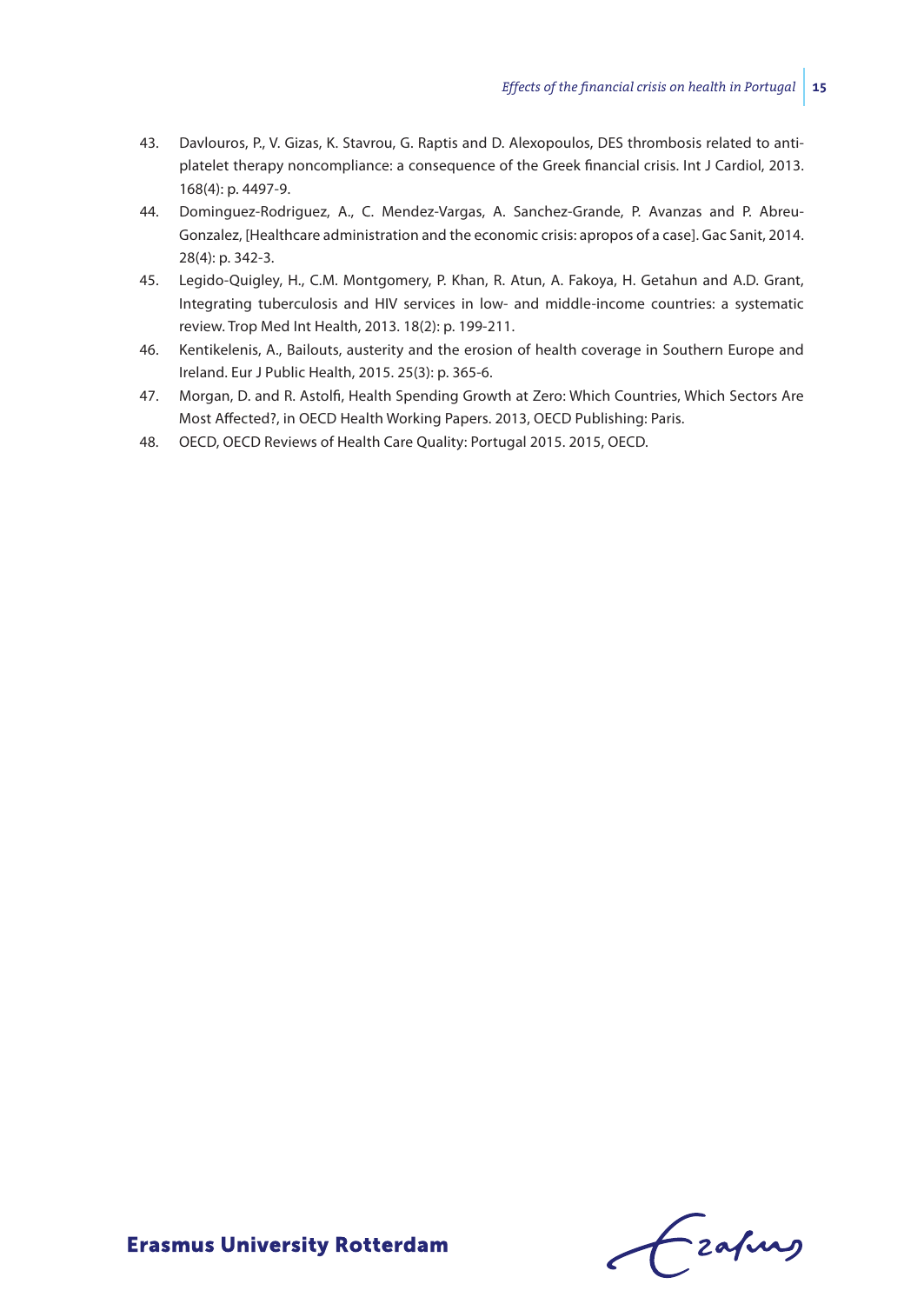43. Davlouros, P., V. Gizas, K. Stavrou, G. Raptis and D. Alexopoulos, DES thrombosis related to antiplatelet therapy noncompliance: a consequence of the Greek financial crisis. Int J Cardiol, 2013. 168(4): p. 4497-9.
44. Dominguez-Rodriguez, A., C. Mendez-Vargas, A. Sanchez-Grande, P. Avanzas and P. Abreu-Gonzalez, [Healthcare administration and the economic crisis: apropos of a case]. Gac Sanit, 2014. 28(4): p. 342-3.
45. Legido-Quigley, H., C.M. Montgomery, P. Khan, R. Atun, A. Fakoya, H. Getahun and A.D. Grant, Integrating tuberculosis and HIV services in low- and middle-income countries: a systematic review. Trop Med Int Health, 2013. 18(2): p. 199-211.
46. Kentikelenis, A., Bailouts, austerity and the erosion of health coverage in Southern Europe and Ireland. Eur J Public Health, 2015. 25(3): p. 365-6.
47. Morgan, D. and R. Astolfi, Health Spending Growth at Zero: Which Countries, Which Sectors Are Most Affected?, in OECD Health Working Papers. 2013, OECD Publishing: Paris.
48. OECD, OECD Reviews of Health Care Quality: Portugal 2015. 2015, OECD.